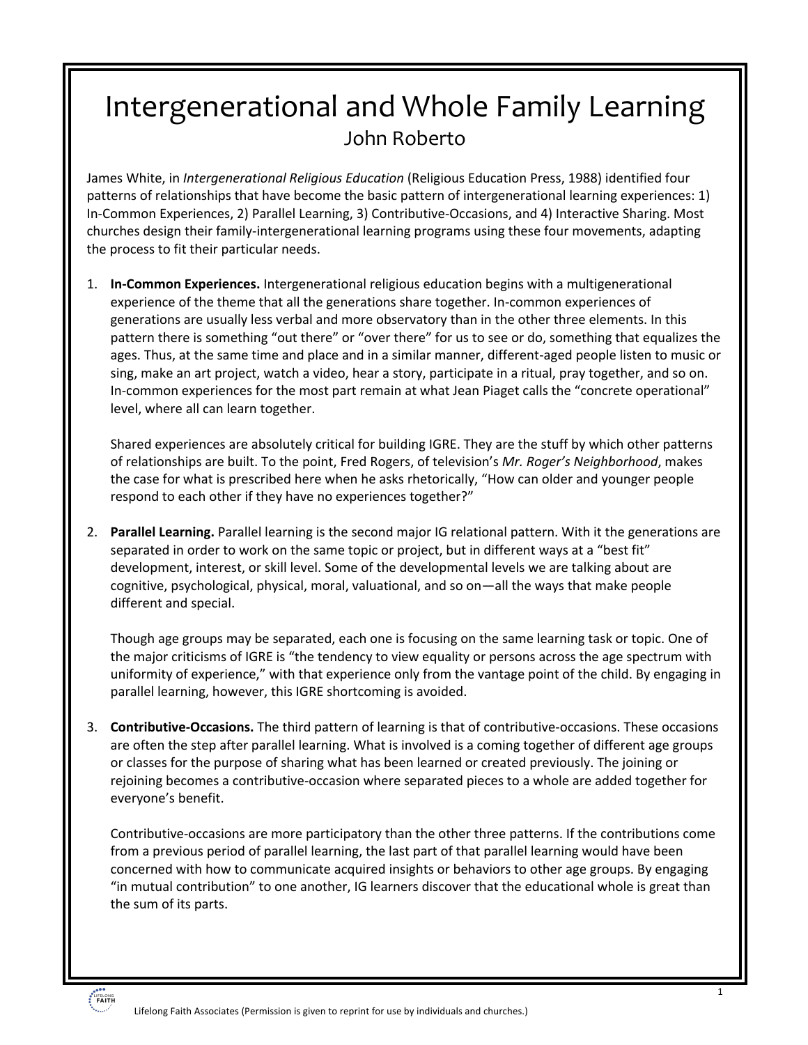# Intergenerational and Whole Family Learning

John Roberto

James White, in *Intergenerational Religious Education* (Religious Education Press, 1988) identified four patterns of relationships that have become the basic pattern of intergenerational learning experiences: 1) In-Common Experiences, 2) Parallel Learning, 3) Contributive-Occasions, and 4) Interactive Sharing. Most churches design their family-intergenerational learning programs using these four movements, adapting the process to fit their particular needs.

1. **In-Common Experiences.** Intergenerational religious education begins with a multigenerational experience of the theme that all the generations share together. In-common experiences of generations are usually less verbal and more observatory than in the other three elements. In this pattern there is something "out there" or "over there" for us to see or do, something that equalizes the ages. Thus, at the same time and place and in a similar manner, different-aged people listen to music or sing, make an art project, watch a video, hear a story, participate in a ritual, pray together, and so on. In-common experiences for the most part remain at what Jean Piaget calls the "concrete operational" level, where all can learn together.

   Shared experiences are absolutely critical for building IGRE. They are the stuff by which other patterns of relationships are built. To the point, Fred Rogers, of television's *Mr. Roger's Neighborhood*, makes the case for what is prescribed here when he asks rhetorically, "How can older and younger people respond to each other if they have no experiences together?"

2. **Parallel Learning.** Parallel learning is the second major IG relational pattern. With it the generations are separated in order to work on the same topic or project, but in different ways at a "best fit" development, interest, or skill level. Some of the developmental levels we are talking about are cognitive, psychological, physical, moral, valuational, and so on—all the ways that make people different and special.

   Though age groups may be separated, each one is focusing on the same learning task or topic. One of the major criticisms of IGRE is "the tendency to view equality or persons across the age spectrum with uniformity of experience," with that experience only from the vantage point of the child. By engaging in parallel learning, however, this IGRE shortcoming is avoided.

3. **Contributive-Occasions.** The third pattern of learning is that of contributive-occasions. These occasions are often the step after parallel learning. What is involved is a coming together of different age groups or classes for the purpose of sharing what has been learned or created previously. The joining or rejoining becomes a contributive-occasion where separated pieces to a whole are added together for everyone's benefit.

   Contributive-occasions are more participatory than the other three patterns. If the contributions come from a previous period of parallel learning, the last part of that parallel learning would have been concerned with how to communicate acquired insights or behaviors to other age groups. By engaging "in mutual contribution" to one another, IG learners discover that the educational whole is great than the sum of its parts.

Lifelong Faith Associates (Permission is given to reprint for use by individuals and churches.)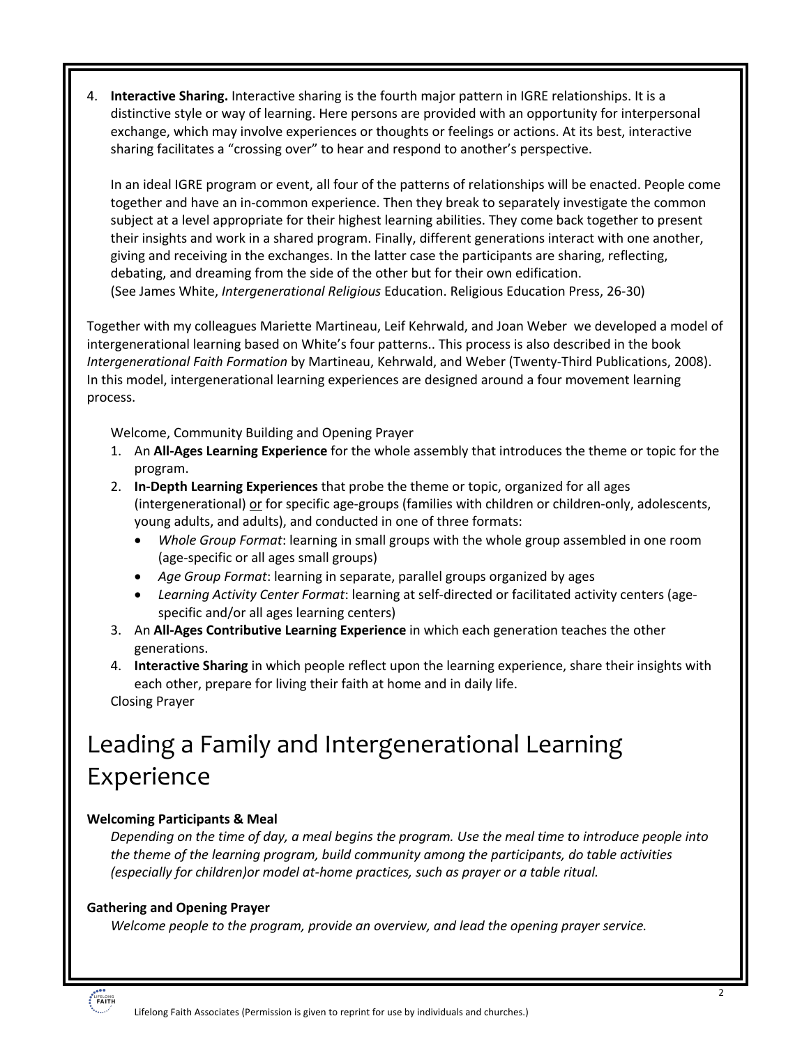4. **Interactive Sharing.** Interactive sharing is the fourth major pattern in IGRE relationships. It is a distinctive style or way of learning. Here persons are provided with an opportunity for interpersonal exchange, which may involve experiences or thoughts or feelings or actions. At its best, interactive sharing facilitates a "crossing over" to hear and respond to another's perspective.

   In an ideal IGRE program or event, all four of the patterns of relationships will be enacted. People come together and have an in-common experience. Then they break to separately investigate the common subject at a level appropriate for their highest learning abilities. They come back together to present their insights and work in a shared program. Finally, different generations interact with one another, giving and receiving in the exchanges. In the latter case the participants are sharing, reflecting, debating, and dreaming from the side of the other but for their own edification.
   (See James White, *Intergenerational Religious* Education. Religious Education Press, 26-30)

Together with my colleagues Mariette Martineau, Leif Kehrwald, and Joan Weber we developed a model of intergenerational learning based on White's four patterns.. This process is also described in the book *Intergenerational Faith Formation* by Martineau, Kehrwald, and Weber (Twenty-Third Publications, 2008). In this model, intergenerational learning experiences are designed around a four movement learning process.

Welcome, Community Building and Opening Prayer

1. An **All-Ages Learning Experience** for the whole assembly that introduces the theme or topic for the program.
2. **In-Depth Learning Experiences** that probe the theme or topic, organized for all ages (intergenerational) or for specific age-groups (families with children or children-only, adolescents, young adults, and adults), and conducted in one of three formats:
   - *Whole Group Format*: learning in small groups with the whole group assembled in one room (age-specific or all ages small groups)
   - *Age Group Format*: learning in separate, parallel groups organized by ages
   - *Learning Activity Center Format*: learning at self-directed or facilitated activity centers (age-specific and/or all ages learning centers)
3. An **All-Ages Contributive Learning Experience** in which each generation teaches the other generations.
4. **Interactive Sharing** in which people reflect upon the learning experience, share their insights with each other, prepare for living their faith at home and in daily life.

Closing Prayer

# Leading a Family and Intergenerational Learning Experience

**Welcoming Participants & Meal**

*Depending on the time of day, a meal begins the program. Use the meal time to introduce people into the theme of the learning program, build community among the participants, do table activities (especially for children)or model at-home practices, such as prayer or a table ritual.*

**Gathering and Opening Prayer**

*Welcome people to the program, provide an overview, and lead the opening prayer service.*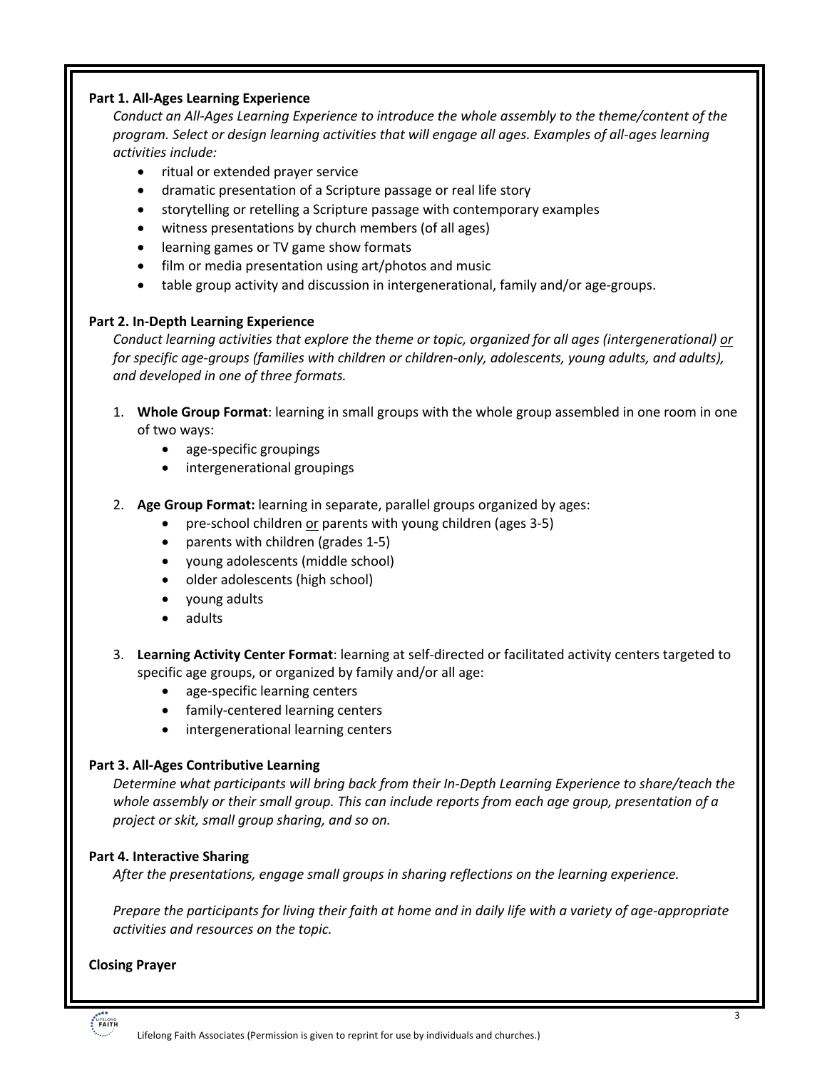**Part 1. All-Ages Learning Experience**

*Conduct an All-Ages Learning Experience to introduce the whole assembly to the theme/content of the program. Select or design learning activities that will engage all ages. Examples of all-ages learning activities include:*

- ritual or extended prayer service
- dramatic presentation of a Scripture passage or real life story
- storytelling or retelling a Scripture passage with contemporary examples
- witness presentations by church members (of all ages)
- learning games or TV game show formats
- film or media presentation using art/photos and music
- table group activity and discussion in intergenerational, family and/or age-groups.

**Part 2. In-Depth Learning Experience**

*Conduct learning activities that explore the theme or topic, organized for all ages (intergenerational) <u>or</u> for specific age-groups (families with children or children-only, adolescents, young adults, and adults), and developed in one of three formats.*

1. **Whole Group Format**: learning in small groups with the whole group assembled in one room in one of two ways:
   - age-specific groupings
   - intergenerational groupings
2. **Age Group Format:** learning in separate, parallel groups organized by ages:
   - pre-school children <u>or</u> parents with young children (ages 3-5)
   - parents with children (grades 1-5)
   - young adolescents (middle school)
   - older adolescents (high school)
   - young adults
   - adults
3. **Learning Activity Center Format**: learning at self-directed or facilitated activity centers targeted to specific age groups, or organized by family and/or all age:
   - age-specific learning centers
   - family-centered learning centers
   - intergenerational learning centers

**Part 3. All-Ages Contributive Learning**

*Determine what participants will bring back from their In-Depth Learning Experience to share/teach the whole assembly or their small group. This can include reports from each age group, presentation of a project or skit, small group sharing, and so on.*

**Part 4. Interactive Sharing**

*After the presentations, engage small groups in sharing reflections on the learning experience.*

*Prepare the participants for living their faith at home and in daily life with a variety of age-appropriate activities and resources on the topic.*

**Closing Prayer**

Lifelong Faith Associates (Permission is given to reprint for use by individuals and churches.)